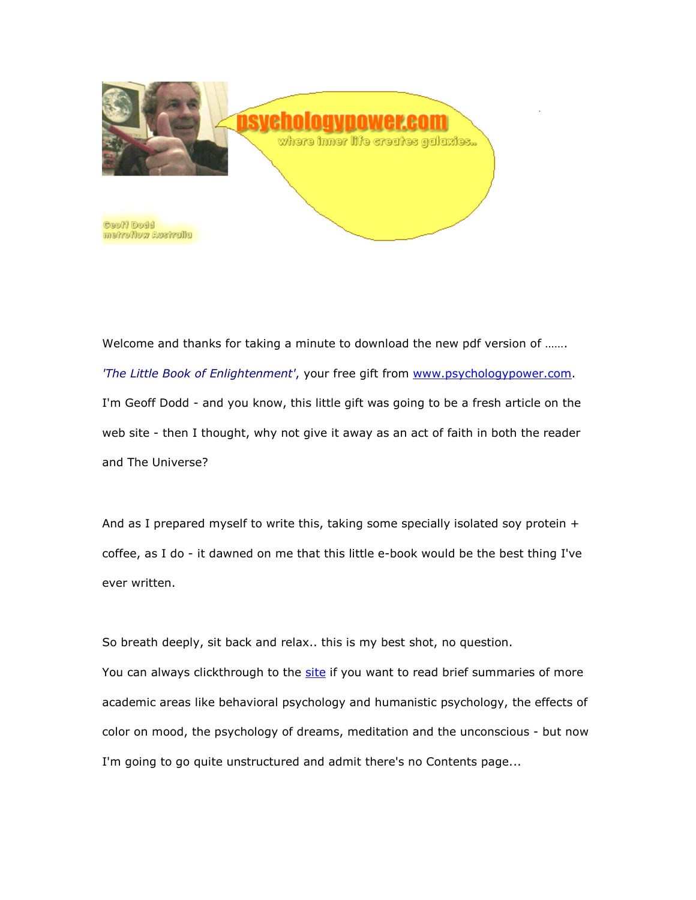psychologypower.com

where inner life creates galaxies..

Geoff Dodd
metroflow Australia

Welcome and thanks for taking a minute to download the new pdf version of …….

*'The Little Book of Enlightenment'*, your free gift from [www.psychologypower.com](http://www.psychologypower.com).

I'm Geoff Dodd - and you know, this little gift was going to be a fresh article on the web site - then I thought, why not give it away as an act of faith in both the reader and The Universe?

And as I prepared myself to write this, taking some specially isolated soy protein + coffee, as I do - it dawned on me that this little e-book would be the best thing I've ever written.

So breath deeply, sit back and relax.. this is my best shot, no question.

You can always clickthrough to the site if you want to read brief summaries of more academic areas like behavioral psychology and humanistic psychology, the effects of color on mood, the psychology of dreams, meditation and the unconscious - but now I'm going to go quite unstructured and admit there's no Contents page...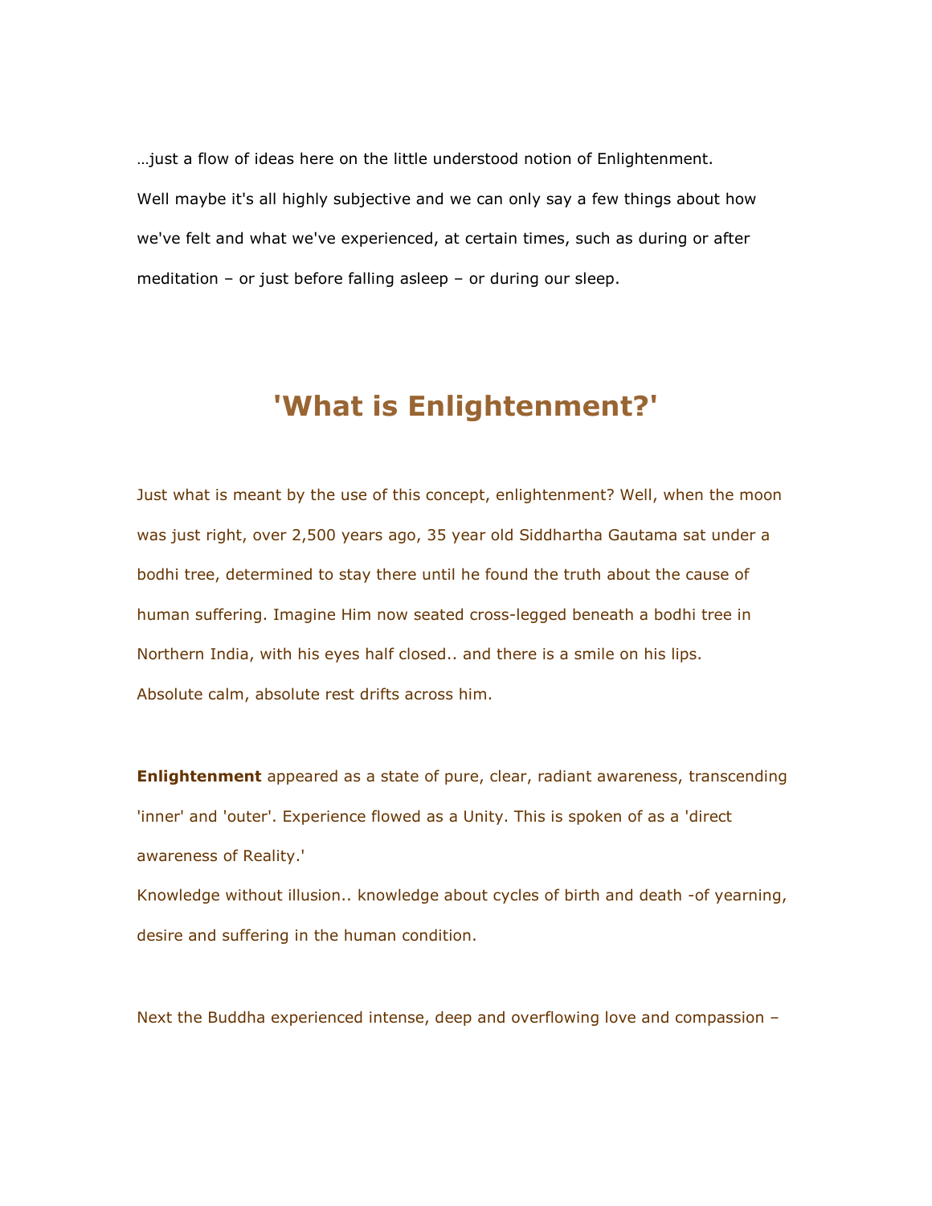…just a flow of ideas here on the little understood notion of Enlightenment.
Well maybe it's all highly subjective and we can only say a few things about how we've felt and what we've experienced, at certain times, such as during or after meditation – or just before falling asleep – or during our sleep.

## 'What is Enlightenment?'

Just what is meant by the use of this concept, enlightenment? Well, when the moon was just right, over 2,500 years ago, 35 year old Siddhartha Gautama sat under a bodhi tree, determined to stay there until he found the truth about the cause of human suffering. Imagine Him now seated cross-legged beneath a bodhi tree in Northern India, with his eyes half closed.. and there is a smile on his lips.
Absolute calm, absolute rest drifts across him.

**Enlightenment** appeared as a state of pure, clear, radiant awareness, transcending 'inner' and 'outer'. Experience flowed as a Unity. This is spoken of as a 'direct awareness of Reality.'
Knowledge without illusion.. knowledge about cycles of birth and death -of yearning, desire and suffering in the human condition.

Next the Buddha experienced intense, deep and overflowing love and compassion –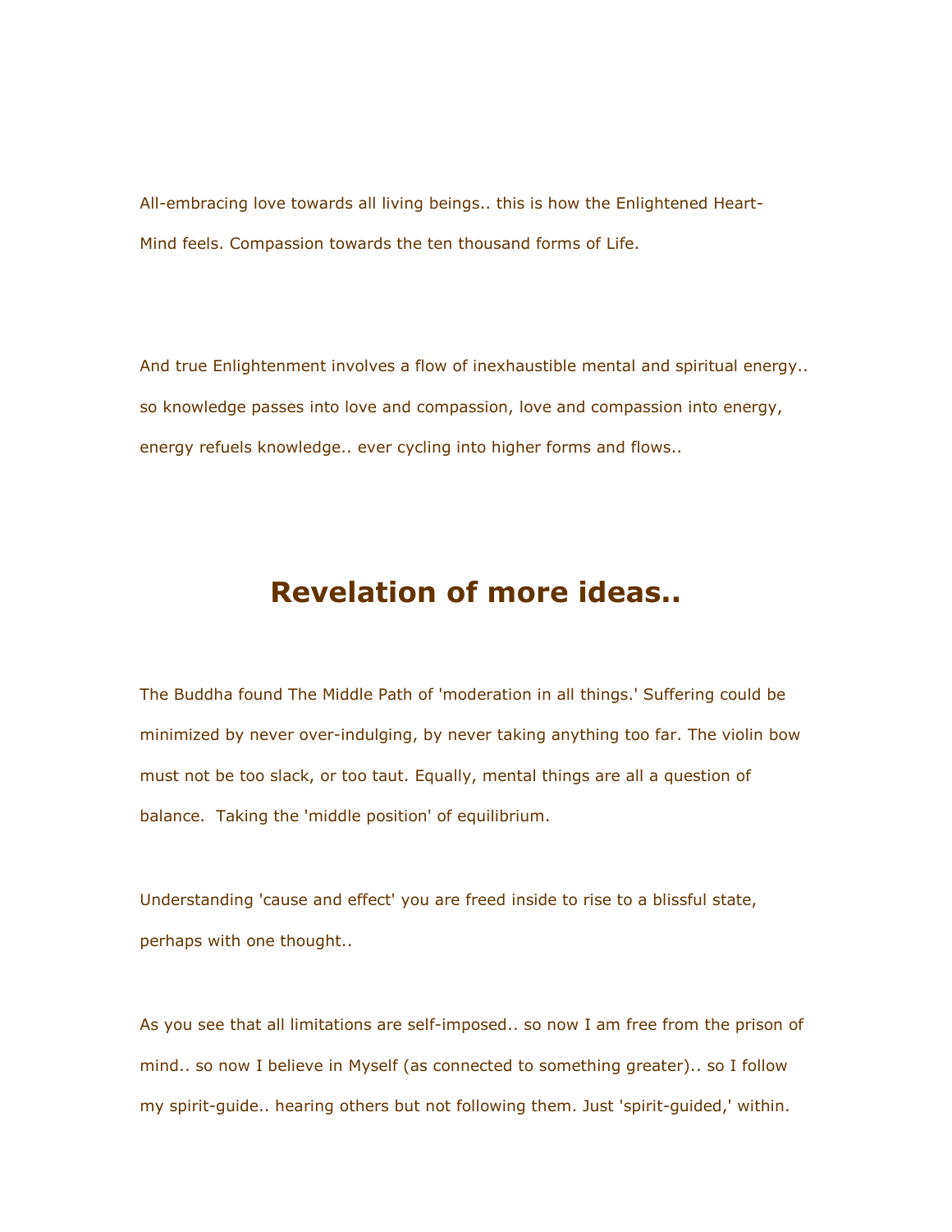All-embracing love towards all living beings.. this is how the Enlightened Heart-Mind feels. Compassion towards the ten thousand forms of Life.

And true Enlightenment involves a flow of inexhaustible mental and spiritual energy.. so knowledge passes into love and compassion, love and compassion into energy, energy refuels knowledge.. ever cycling into higher forms and flows..

## Revelation of more ideas..

The Buddha found The Middle Path of 'moderation in all things.' Suffering could be minimized by never over-indulging, by never taking anything too far. The violin bow must not be too slack, or too taut. Equally, mental things are all a question of balance. Taking the 'middle position' of equilibrium.

Understanding 'cause and effect' you are freed inside to rise to a blissful state, perhaps with one thought..

As you see that all limitations are self-imposed.. so now I am free from the prison of mind.. so now I believe in Myself (as connected to something greater).. so I follow my spirit-guide.. hearing others but not following them. Just 'spirit-guided,' within.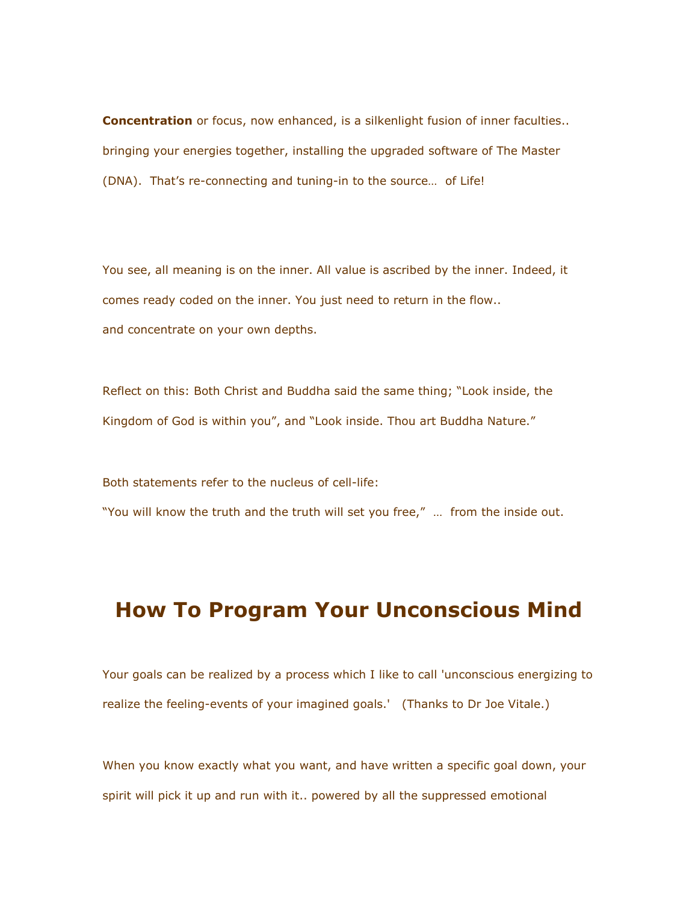**Concentration** or focus, now enhanced, is a silkenlight fusion of inner faculties.. bringing your energies together, installing the upgraded software of The Master (DNA). That's re-connecting and tuning-in to the source… of Life!

You see, all meaning is on the inner. All value is ascribed by the inner. Indeed, it comes ready coded on the inner. You just need to return in the flow.. and concentrate on your own depths.

Reflect on this: Both Christ and Buddha said the same thing; "Look inside, the Kingdom of God is within you", and "Look inside. Thou art Buddha Nature."

Both statements refer to the nucleus of cell-life:
"You will know the truth and the truth will set you free," … from the inside out.

## How To Program Your Unconscious Mind

Your goals can be realized by a process which I like to call 'unconscious energizing to realize the feeling-events of your imagined goals.' (Thanks to Dr Joe Vitale.)

When you know exactly what you want, and have written a specific goal down, your spirit will pick it up and run with it.. powered by all the suppressed emotional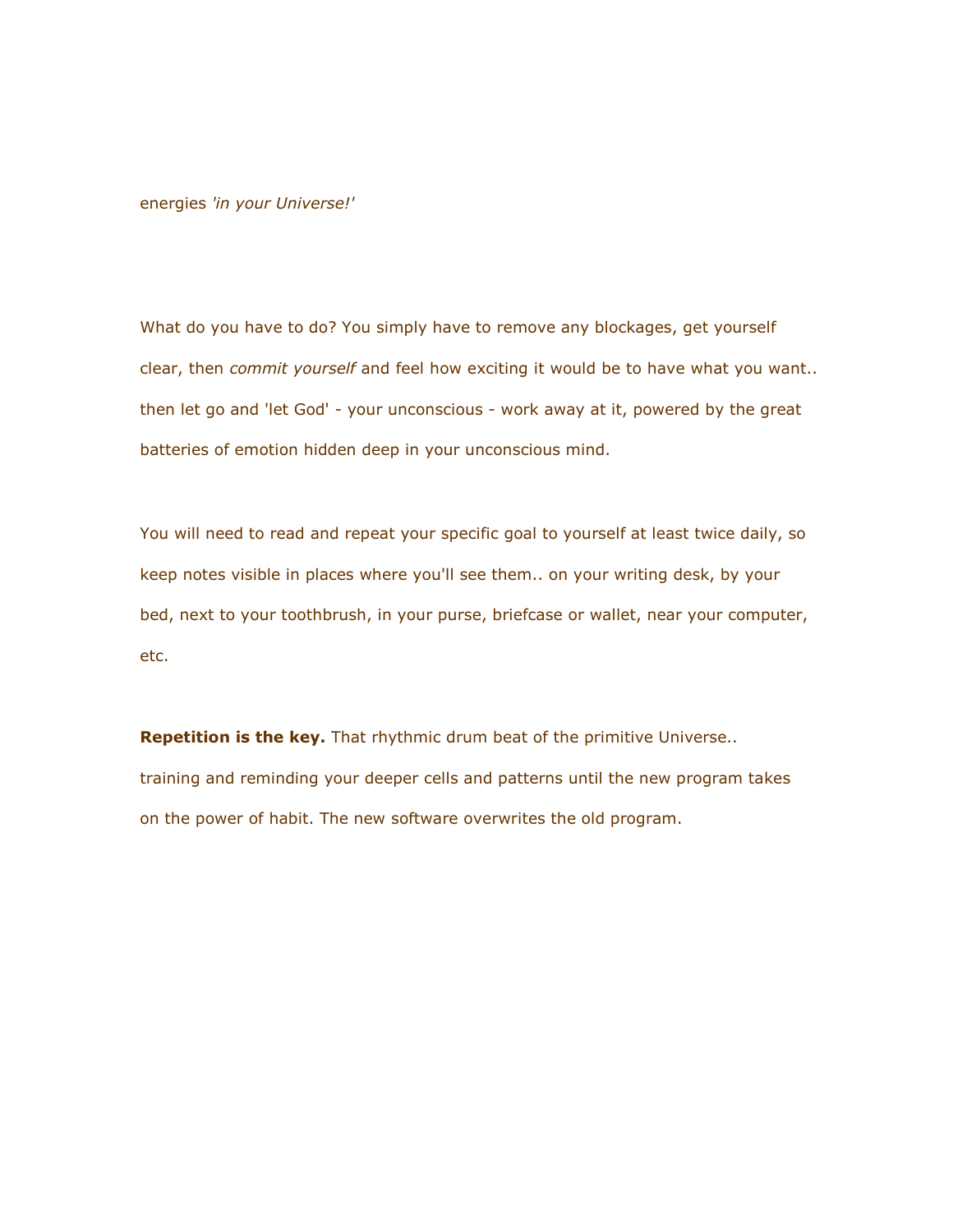energies *'in your Universe!'*

What do you have to do? You simply have to remove any blockages, get yourself clear, then *commit yourself* and feel how exciting it would be to have what you want.. then let go and 'let God' - your unconscious - work away at it, powered by the great batteries of emotion hidden deep in your unconscious mind.

You will need to read and repeat your specific goal to yourself at least twice daily, so keep notes visible in places where you'll see them.. on your writing desk, by your bed, next to your toothbrush, in your purse, briefcase or wallet, near your computer, etc.

**Repetition is the key.** That rhythmic drum beat of the primitive Universe.. training and reminding your deeper cells and patterns until the new program takes on the power of habit. The new software overwrites the old program.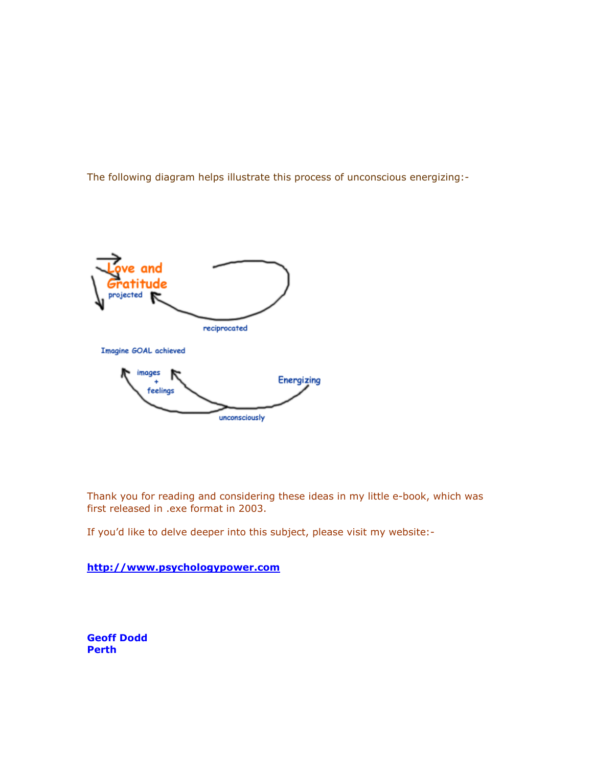The following diagram helps illustrate this process of unconscious energizing:-

Love and Gratitude
projected

reciprocated

Imagine GOAL achieved

images
+
feelings

Energizing

unconsciously

Thank you for reading and considering these ideas in my little e-book, which was first released in .exe format in 2003.

If you'd like to delve deeper into this subject, please visit my website:-

**http://www.psychologypower.com**

**Geoff Dodd**
**Perth**